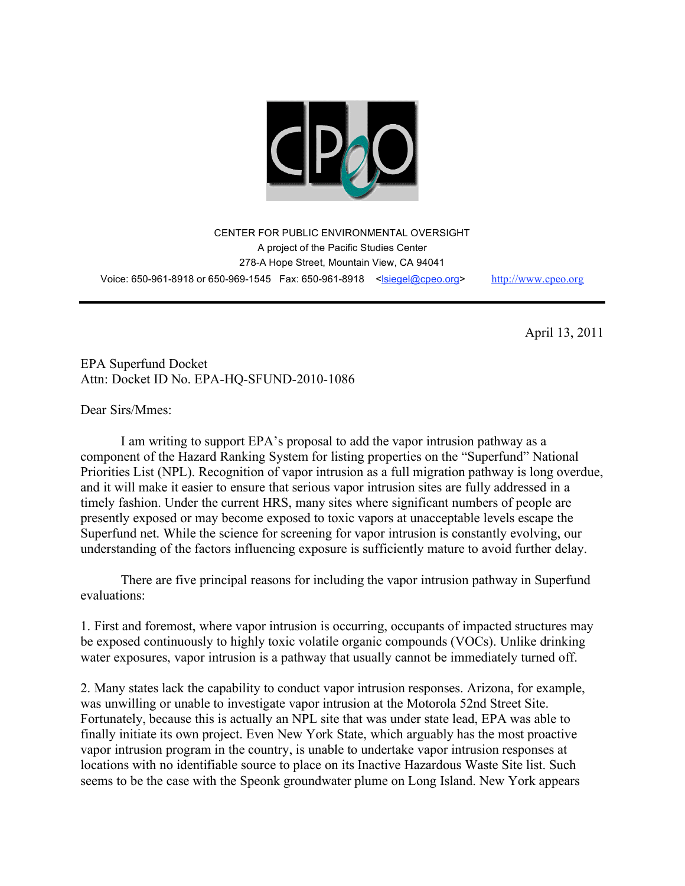CENTER FOR PUBLIC ENVIRONMENTAL OVERSIGHT
A project of the Pacific Studies Center
278-A Hope Street, Mountain View, CA 94041
Voice: 650-961-8918 or 650-969-1545 Fax: 650-961-8918 <lsiegel@cpeo.org> http://www.cpeo.org

---

April 13, 2011

EPA Superfund Docket
Attn: Docket ID No. EPA-HQ-SFUND-2010-1086

Dear Sirs/Mmes:

I am writing to support EPA's proposal to add the vapor intrusion pathway as a component of the Hazard Ranking System for listing properties on the "Superfund" National Priorities List (NPL). Recognition of vapor intrusion as a full migration pathway is long overdue, and it will make it easier to ensure that serious vapor intrusion sites are fully addressed in a timely fashion. Under the current HRS, many sites where significant numbers of people are presently exposed or may become exposed to toxic vapors at unacceptable levels escape the Superfund net. While the science for screening for vapor intrusion is constantly evolving, our understanding of the factors influencing exposure is sufficiently mature to avoid further delay.

There are five principal reasons for including the vapor intrusion pathway in Superfund evaluations:

1. First and foremost, where vapor intrusion is occurring, occupants of impacted structures may be exposed continuously to highly toxic volatile organic compounds (VOCs). Unlike drinking water exposures, vapor intrusion is a pathway that usually cannot be immediately turned off.

2. Many states lack the capability to conduct vapor intrusion responses. Arizona, for example, was unwilling or unable to investigate vapor intrusion at the Motorola 52nd Street Site. Fortunately, because this is actually an NPL site that was under state lead, EPA was able to finally initiate its own project. Even New York State, which arguably has the most proactive vapor intrusion program in the country, is unable to undertake vapor intrusion responses at locations with no identifiable source to place on its Inactive Hazardous Waste Site list. Such seems to be the case with the Speonk groundwater plume on Long Island. New York appears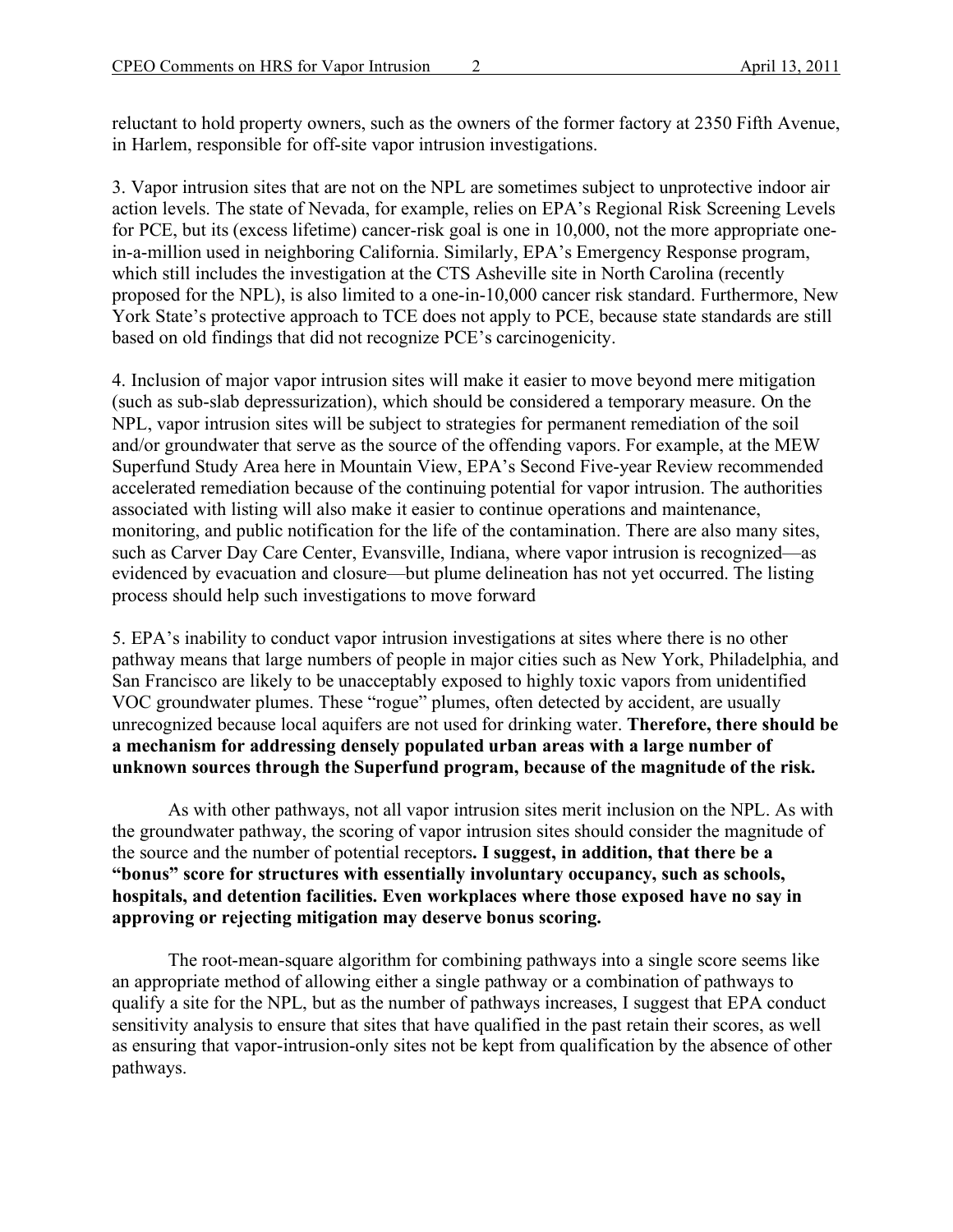reluctant to hold property owners, such as the owners of the former factory at 2350 Fifth Avenue, in Harlem, responsible for off-site vapor intrusion investigations.

3. Vapor intrusion sites that are not on the NPL are sometimes subject to unprotective indoor air action levels. The state of Nevada, for example, relies on EPA's Regional Risk Screening Levels for PCE, but its (excess lifetime) cancer-risk goal is one in 10,000, not the more appropriate one-in-a-million used in neighboring California. Similarly, EPA's Emergency Response program, which still includes the investigation at the CTS Asheville site in North Carolina (recently proposed for the NPL), is also limited to a one-in-10,000 cancer risk standard. Furthermore, New York State's protective approach to TCE does not apply to PCE, because state standards are still based on old findings that did not recognize PCE's carcinogenicity.

4. Inclusion of major vapor intrusion sites will make it easier to move beyond mere mitigation (such as sub-slab depressurization), which should be considered a temporary measure. On the NPL, vapor intrusion sites will be subject to strategies for permanent remediation of the soil and/or groundwater that serve as the source of the offending vapors. For example, at the MEW Superfund Study Area here in Mountain View, EPA's Second Five-year Review recommended accelerated remediation because of the continuing potential for vapor intrusion. The authorities associated with listing will also make it easier to continue operations and maintenance, monitoring, and public notification for the life of the contamination. There are also many sites, such as Carver Day Care Center, Evansville, Indiana, where vapor intrusion is recognized—as evidenced by evacuation and closure—but plume delineation has not yet occurred. The listing process should help such investigations to move forward

5. EPA's inability to conduct vapor intrusion investigations at sites where there is no other pathway means that large numbers of people in major cities such as New York, Philadelphia, and San Francisco are likely to be unacceptably exposed to highly toxic vapors from unidentified VOC groundwater plumes. These "rogue" plumes, often detected by accident, are usually unrecognized because local aquifers are not used for drinking water. **Therefore, there should be a mechanism for addressing densely populated urban areas with a large number of unknown sources through the Superfund program, because of the magnitude of the risk.**

As with other pathways, not all vapor intrusion sites merit inclusion on the NPL. As with the groundwater pathway, the scoring of vapor intrusion sites should consider the magnitude of the source and the number of potential receptors**. I suggest, in addition, that there be a "bonus" score for structures with essentially involuntary occupancy, such as schools, hospitals, and detention facilities. Even workplaces where those exposed have no say in approving or rejecting mitigation may deserve bonus scoring.**

The root-mean-square algorithm for combining pathways into a single score seems like an appropriate method of allowing either a single pathway or a combination of pathways to qualify a site for the NPL, but as the number of pathways increases, I suggest that EPA conduct sensitivity analysis to ensure that sites that have qualified in the past retain their scores, as well as ensuring that vapor-intrusion-only sites not be kept from qualification by the absence of other pathways.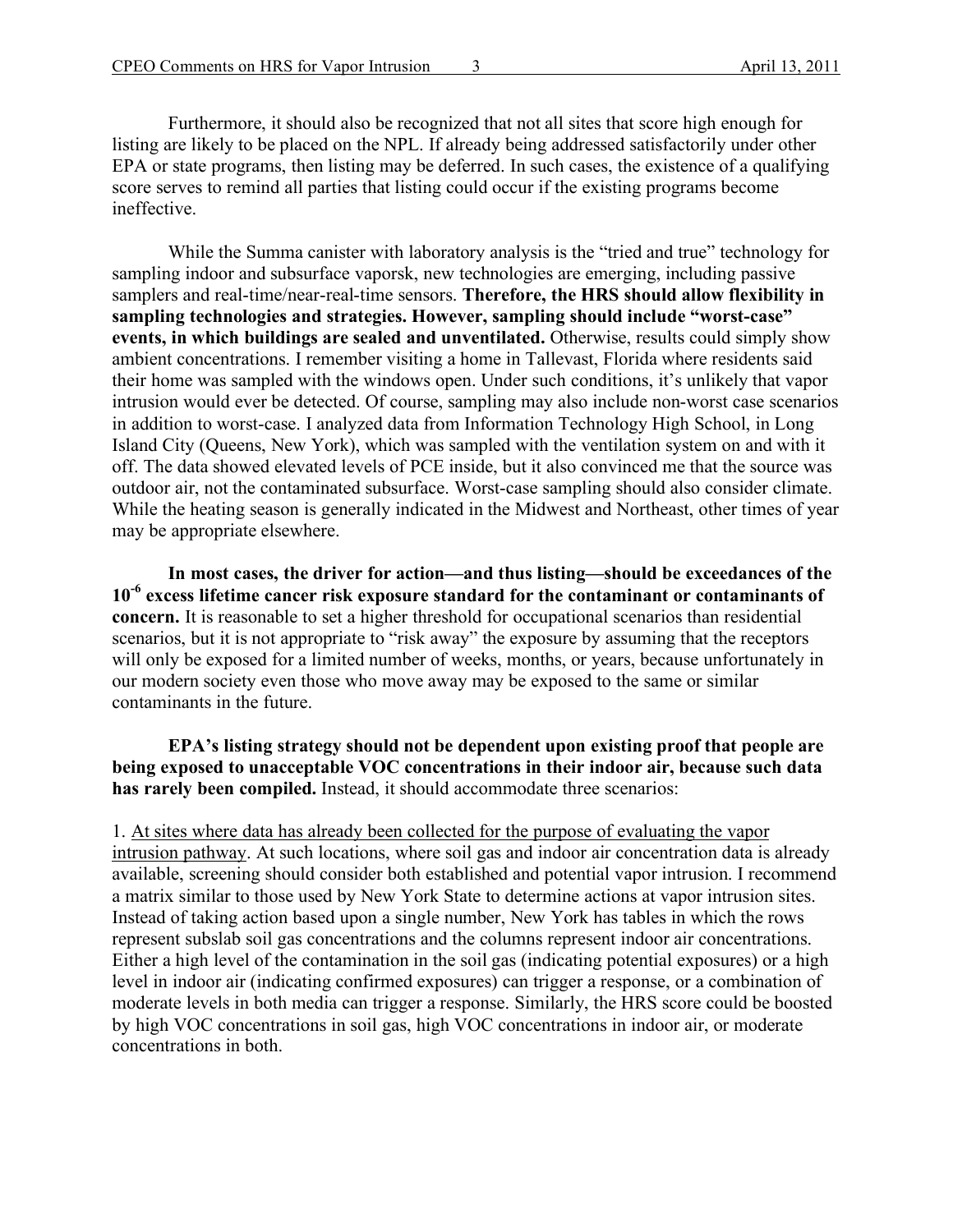Furthermore, it should also be recognized that not all sites that score high enough for listing are likely to be placed on the NPL. If already being addressed satisfactorily under other EPA or state programs, then listing may be deferred. In such cases, the existence of a qualifying score serves to remind all parties that listing could occur if the existing programs become ineffective.

While the Summa canister with laboratory analysis is the "tried and true" technology for sampling indoor and subsurface vaporsk, new technologies are emerging, including passive samplers and real-time/near-real-time sensors. **Therefore, the HRS should allow flexibility in sampling technologies and strategies. However, sampling should include "worst-case" events, in which buildings are sealed and unventilated.** Otherwise, results could simply show ambient concentrations. I remember visiting a home in Tallevast, Florida where residents said their home was sampled with the windows open. Under such conditions, it's unlikely that vapor intrusion would ever be detected. Of course, sampling may also include non-worst case scenarios in addition to worst-case. I analyzed data from Information Technology High School, in Long Island City (Queens, New York), which was sampled with the ventilation system on and with it off. The data showed elevated levels of PCE inside, but it also convinced me that the source was outdoor air, not the contaminated subsurface. Worst-case sampling should also consider climate. While the heating season is generally indicated in the Midwest and Northeast, other times of year may be appropriate elsewhere.

**In most cases, the driver for action—and thus listing—should be exceedances of the $10^{-6}$ excess lifetime cancer risk exposure standard for the contaminant or contaminants of concern.** It is reasonable to set a higher threshold for occupational scenarios than residential scenarios, but it is not appropriate to "risk away" the exposure by assuming that the receptors will only be exposed for a limited number of weeks, months, or years, because unfortunately in our modern society even those who move away may be exposed to the same or similar contaminants in the future.

**EPA's listing strategy should not be dependent upon existing proof that people are being exposed to unacceptable VOC concentrations in their indoor air, because such data has rarely been compiled.** Instead, it should accommodate three scenarios:

1. <u>At sites where data has already been collected for the purpose of evaluating the vapor intrusion pathway</u>. At such locations, where soil gas and indoor air concentration data is already available, screening should consider both established and potential vapor intrusion. I recommend a matrix similar to those used by New York State to determine actions at vapor intrusion sites. Instead of taking action based upon a single number, New York has tables in which the rows represent subslab soil gas concentrations and the columns represent indoor air concentrations. Either a high level of the contamination in the soil gas (indicating potential exposures) or a high level in indoor air (indicating confirmed exposures) can trigger a response, or a combination of moderate levels in both media can trigger a response. Similarly, the HRS score could be boosted by high VOC concentrations in soil gas, high VOC concentrations in indoor air, or moderate concentrations in both.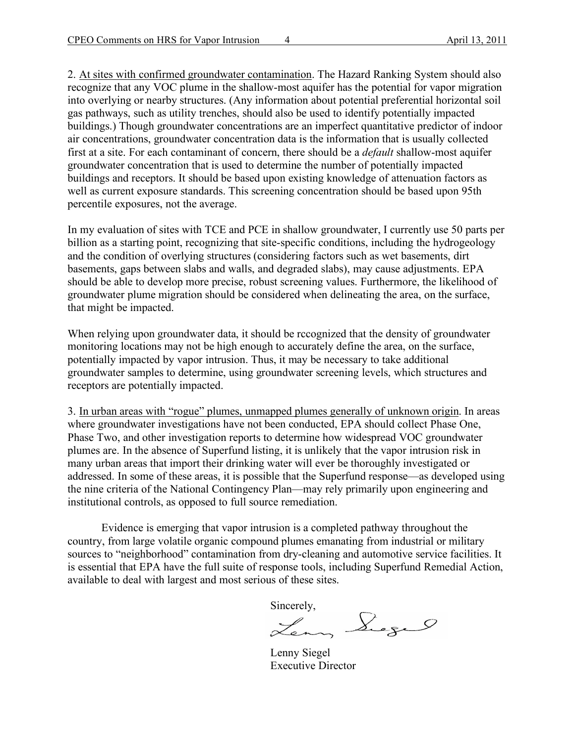2. <u>At sites with confirmed groundwater contamination</u>. The Hazard Ranking System should also recognize that any VOC plume in the shallow-most aquifer has the potential for vapor migration into overlying or nearby structures. (Any information about potential preferential horizontal soil gas pathways, such as utility trenches, should also be used to identify potentially impacted buildings.) Though groundwater concentrations are an imperfect quantitative predictor of indoor air concentrations, groundwater concentration data is the information that is usually collected first at a site. For each contaminant of concern, there should be a *default* shallow-most aquifer groundwater concentration that is used to determine the number of potentially impacted buildings and receptors. It should be based upon existing knowledge of attenuation factors as well as current exposure standards. This screening concentration should be based upon 95th percentile exposures, not the average.

In my evaluation of sites with TCE and PCE in shallow groundwater, I currently use 50 parts per billion as a starting point, recognizing that site-specific conditions, including the hydrogeology and the condition of overlying structures (considering factors such as wet basements, dirt basements, gaps between slabs and walls, and degraded slabs), may cause adjustments. EPA should be able to develop more precise, robust screening values. Furthermore, the likelihood of groundwater plume migration should be considered when delineating the area, on the surface, that might be impacted.

When relying upon groundwater data, it should be rccognized that the density of groundwater monitoring locations may not be high enough to accurately define the area, on the surface, potentially impacted by vapor intrusion. Thus, it may be necessary to take additional groundwater samples to determine, using groundwater screening levels, which structures and receptors are potentially impacted.

3. <u>In urban areas with "rogue" plumes, unmapped plumes generally of unknown origin</u>. In areas where groundwater investigations have not been conducted, EPA should collect Phase One, Phase Two, and other investigation reports to determine how widespread VOC groundwater plumes are. In the absence of Superfund listing, it is unlikely that the vapor intrusion risk in many urban areas that import their drinking water will ever be thoroughly investigated or addressed. In some of these areas, it is possible that the Superfund response—as developed using the nine criteria of the National Contingency Plan—may rely primarily upon engineering and institutional controls, as opposed to full source remediation.

Evidence is emerging that vapor intrusion is a completed pathway throughout the country, from large volatile organic compound plumes emanating from industrial or military sources to "neighborhood" contamination from dry-cleaning and automotive service facilities. It is essential that EPA have the full suite of response tools, including Superfund Remedial Action, available to deal with largest and most serious of these sites.

Sincerely,

Lenny Siegel
Executive Director